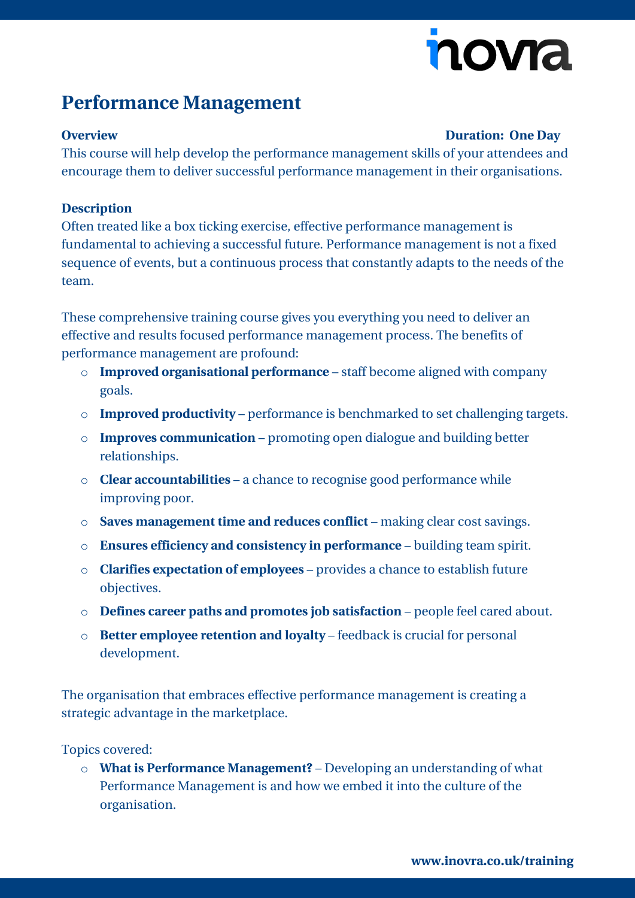# Performance Management

**Overview** **Duration: One Day**

This course will help develop the performance management skills of your attendees and encourage them to deliver successful performance management in their organisations.

**Description**

Often treated like a box ticking exercise, effective performance management is fundamental to achieving a successful future. Performance management is not a fixed sequence of events, but a continuous process that constantly adapts to the needs of the team.

These comprehensive training course gives you everything you need to deliver an effective and results focused performance management process. The benefits of performance management are profound:

- **Improved organisational performance** – staff become aligned with company goals.
- **Improved productivity** – performance is benchmarked to set challenging targets.
- **Improves communication** – promoting open dialogue and building better relationships.
- **Clear accountabilities** – a chance to recognise good performance while improving poor.
- **Saves management time and reduces conflict** – making clear cost savings.
- **Ensures efficiency and consistency in performance** – building team spirit.
- **Clarifies expectation of employees** – provides a chance to establish future objectives.
- **Defines career paths and promotes job satisfaction** – people feel cared about.
- **Better employee retention and loyalty** – feedback is crucial for personal development.

The organisation that embraces effective performance management is creating a strategic advantage in the marketplace.

Topics covered:

- **What is Performance Management?** – Developing an understanding of what Performance Management is and how we embed it into the culture of the organisation.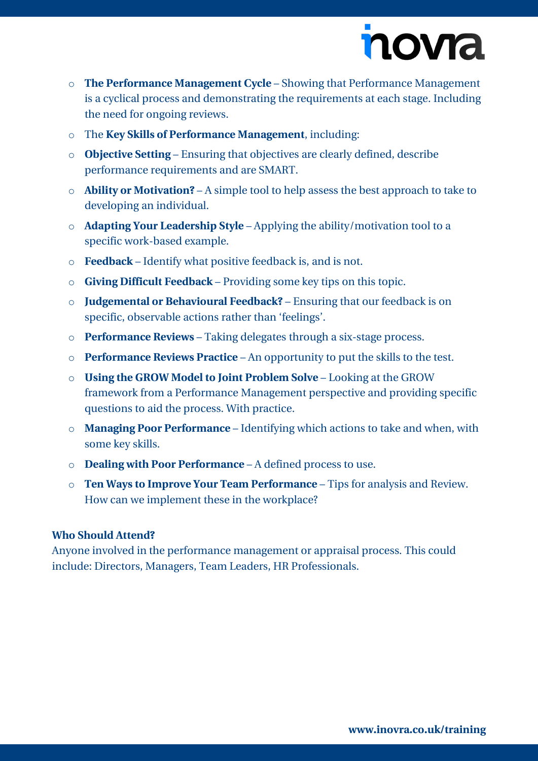- **The Performance Management Cycle** – Showing that Performance Management is a cyclical process and demonstrating the requirements at each stage. Including the need for ongoing reviews.
- The **Key Skills of Performance Management**, including:
- **Objective Setting** – Ensuring that objectives are clearly defined, describe performance requirements and are SMART.
- **Ability or Motivation?** – A simple tool to help assess the best approach to take to developing an individual.
- **Adapting Your Leadership Style** – Applying the ability/motivation tool to a specific work-based example.
- **Feedback** – Identify what positive feedback is, and is not.
- **Giving Difficult Feedback** – Providing some key tips on this topic.
- **Judgemental or Behavioural Feedback?** – Ensuring that our feedback is on specific, observable actions rather than 'feelings'.
- **Performance Reviews** – Taking delegates through a six-stage process.
- **Performance Reviews Practice** – An opportunity to put the skills to the test.
- **Using the GROW Model to Joint Problem Solve** – Looking at the GROW framework from a Performance Management perspective and providing specific questions to aid the process. With practice.
- **Managing Poor Performance** – Identifying which actions to take and when, with some key skills.
- **Dealing with Poor Performance** – A defined process to use.
- **Ten Ways to Improve Your Team Performance** – Tips for analysis and Review. How can we implement these in the workplace?

**Who Should Attend?**

Anyone involved in the performance management or appraisal process. This could include: Directors, Managers, Team Leaders, HR Professionals.

**www.inovra.co.uk/training**